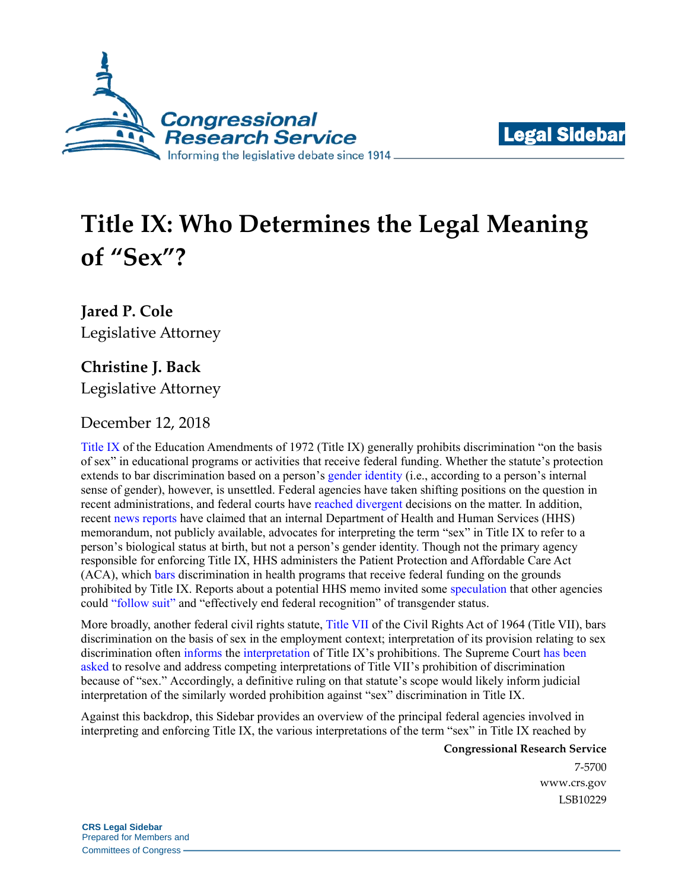# Title IX: Who Determines the Legal Meaning of "Sex"?

**Jared P. Cole**
Legislative Attorney

**Christine J. Back**
Legislative Attorney

December 12, 2018

Title IX of the Education Amendments of 1972 (Title IX) generally prohibits discrimination "on the basis of sex" in educational programs or activities that receive federal funding. Whether the statute's protection extends to bar discrimination based on a person's gender identity (i.e., according to a person's internal sense of gender), however, is unsettled. Federal agencies have taken shifting positions on the question in recent administrations, and federal courts have reached divergent decisions on the matter. In addition, recent news reports have claimed that an internal Department of Health and Human Services (HHS) memorandum, not publicly available, advocates for interpreting the term "sex" in Title IX to refer to a person's biological status at birth, but not a person's gender identity. Though not the primary agency responsible for enforcing Title IX, HHS administers the Patient Protection and Affordable Care Act (ACA), which bars discrimination in health programs that receive federal funding on the grounds prohibited by Title IX. Reports about a potential HHS memo invited some speculation that other agencies could "follow suit" and "effectively end federal recognition" of transgender status.

More broadly, another federal civil rights statute, Title VII of the Civil Rights Act of 1964 (Title VII), bars discrimination on the basis of sex in the employment context; interpretation of its provision relating to sex discrimination often informs the interpretation of Title IX's prohibitions. The Supreme Court has been asked to resolve and address competing interpretations of Title VII's prohibition of discrimination because of "sex." Accordingly, a definitive ruling on that statute's scope would likely inform judicial interpretation of the similarly worded prohibition against "sex" discrimination in Title IX.

Against this backdrop, this Sidebar provides an overview of the principal federal agencies involved in interpreting and enforcing Title IX, the various interpretations of the term "sex" in Title IX reached by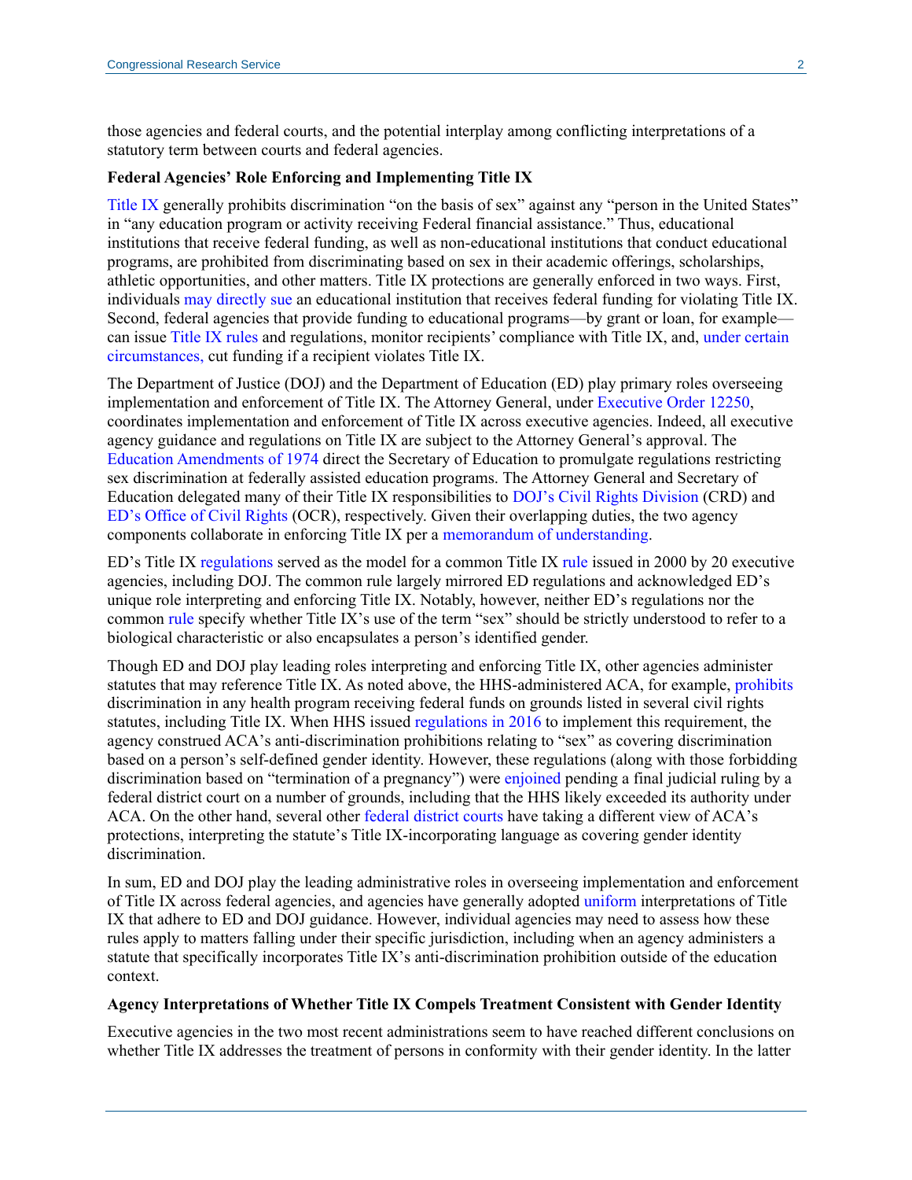those agencies and federal courts, and the potential interplay among conflicting interpretations of a statutory term between courts and federal agencies.

**Federal Agencies' Role Enforcing and Implementing Title IX**

Title IX generally prohibits discrimination "on the basis of sex" against any "person in the United States" in "any education program or activity receiving Federal financial assistance." Thus, educational institutions that receive federal funding, as well as non-educational institutions that conduct educational programs, are prohibited from discriminating based on sex in their academic offerings, scholarships, athletic opportunities, and other matters. Title IX protections are generally enforced in two ways. First, individuals may directly sue an educational institution that receives federal funding for violating Title IX. Second, federal agencies that provide funding to educational programs—by grant or loan, for example—can issue Title IX rules and regulations, monitor recipients' compliance with Title IX, and, under certain circumstances, cut funding if a recipient violates Title IX.

The Department of Justice (DOJ) and the Department of Education (ED) play primary roles overseeing implementation and enforcement of Title IX. The Attorney General, under Executive Order 12250, coordinates implementation and enforcement of Title IX across executive agencies. Indeed, all executive agency guidance and regulations on Title IX are subject to the Attorney General's approval. The Education Amendments of 1974 direct the Secretary of Education to promulgate regulations restricting sex discrimination at federally assisted education programs. The Attorney General and Secretary of Education delegated many of their Title IX responsibilities to DOJ's Civil Rights Division (CRD) and ED's Office of Civil Rights (OCR), respectively. Given their overlapping duties, the two agency components collaborate in enforcing Title IX per a memorandum of understanding.

ED's Title IX regulations served as the model for a common Title IX rule issued in 2000 by 20 executive agencies, including DOJ. The common rule largely mirrored ED regulations and acknowledged ED's unique role interpreting and enforcing Title IX. Notably, however, neither ED's regulations nor the common rule specify whether Title IX's use of the term "sex" should be strictly understood to refer to a biological characteristic or also encapsulates a person's identified gender.

Though ED and DOJ play leading roles interpreting and enforcing Title IX, other agencies administer statutes that may reference Title IX. As noted above, the HHS-administered ACA, for example, prohibits discrimination in any health program receiving federal funds on grounds listed in several civil rights statutes, including Title IX. When HHS issued regulations in 2016 to implement this requirement, the agency construed ACA's anti-discrimination prohibitions relating to "sex" as covering discrimination based on a person's self-defined gender identity. However, these regulations (along with those forbidding discrimination based on "termination of a pregnancy") were enjoined pending a final judicial ruling by a federal district court on a number of grounds, including that the HHS likely exceeded its authority under ACA. On the other hand, several other federal district courts have taking a different view of ACA's protections, interpreting the statute's Title IX-incorporating language as covering gender identity discrimination.

In sum, ED and DOJ play the leading administrative roles in overseeing implementation and enforcement of Title IX across federal agencies, and agencies have generally adopted uniform interpretations of Title IX that adhere to ED and DOJ guidance. However, individual agencies may need to assess how these rules apply to matters falling under their specific jurisdiction, including when an agency administers a statute that specifically incorporates Title IX's anti-discrimination prohibition outside of the education context.

**Agency Interpretations of Whether Title IX Compels Treatment Consistent with Gender Identity**

Executive agencies in the two most recent administrations seem to have reached different conclusions on whether Title IX addresses the treatment of persons in conformity with their gender identity. In the latter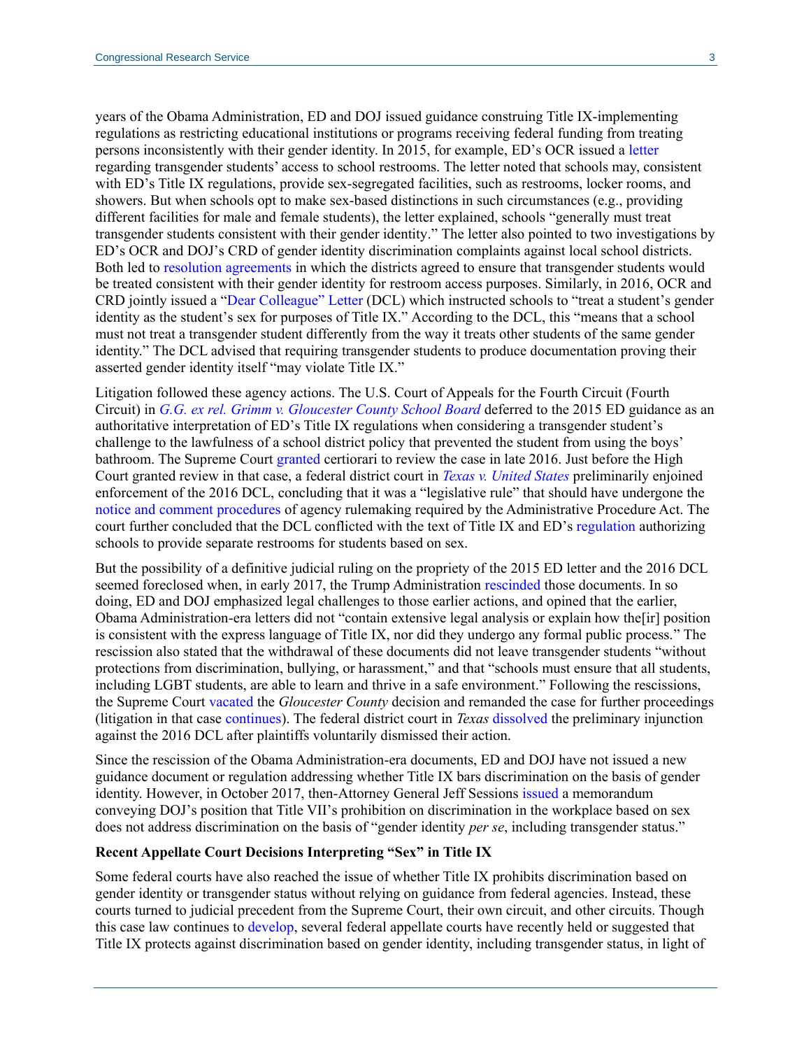years of the Obama Administration, ED and DOJ issued guidance construing Title IX-implementing regulations as restricting educational institutions or programs receiving federal funding from treating persons inconsistently with their gender identity. In 2015, for example, ED's OCR issued a letter regarding transgender students' access to school restrooms. The letter noted that schools may, consistent with ED's Title IX regulations, provide sex-segregated facilities, such as restrooms, locker rooms, and showers. But when schools opt to make sex-based distinctions in such circumstances (e.g., providing different facilities for male and female students), the letter explained, schools "generally must treat transgender students consistent with their gender identity." The letter also pointed to two investigations by ED's OCR and DOJ's CRD of gender identity discrimination complaints against local school districts. Both led to resolution agreements in which the districts agreed to ensure that transgender students would be treated consistent with their gender identity for restroom access purposes. Similarly, in 2016, OCR and CRD jointly issued a "Dear Colleague" Letter (DCL) which instructed schools to "treat a student's gender identity as the student's sex for purposes of Title IX." According to the DCL, this "means that a school must not treat a transgender student differently from the way it treats other students of the same gender identity." The DCL advised that requiring transgender students to produce documentation proving their asserted gender identity itself "may violate Title IX."

Litigation followed these agency actions. The U.S. Court of Appeals for the Fourth Circuit (Fourth Circuit) in *G.G. ex rel. Grimm v. Gloucester County School Board* deferred to the 2015 ED guidance as an authoritative interpretation of ED's Title IX regulations when considering a transgender student's challenge to the lawfulness of a school district policy that prevented the student from using the boys' bathroom. The Supreme Court granted certiorari to review the case in late 2016. Just before the High Court granted review in that case, a federal district court in *Texas v. United States* preliminarily enjoined enforcement of the 2016 DCL, concluding that it was a "legislative rule" that should have undergone the notice and comment procedures of agency rulemaking required by the Administrative Procedure Act. The court further concluded that the DCL conflicted with the text of Title IX and ED's regulation authorizing schools to provide separate restrooms for students based on sex.

But the possibility of a definitive judicial ruling on the propriety of the 2015 ED letter and the 2016 DCL seemed foreclosed when, in early 2017, the Trump Administration rescinded those documents. In so doing, ED and DOJ emphasized legal challenges to those earlier actions, and opined that the earlier, Obama Administration-era letters did not "contain extensive legal analysis or explain how the[ir] position is consistent with the express language of Title IX, nor did they undergo any formal public process." The rescission also stated that the withdrawal of these documents did not leave transgender students "without protections from discrimination, bullying, or harassment," and that "schools must ensure that all students, including LGBT students, are able to learn and thrive in a safe environment." Following the rescissions, the Supreme Court vacated the *Gloucester County* decision and remanded the case for further proceedings (litigation in that case continues). The federal district court in *Texas* dissolved the preliminary injunction against the 2016 DCL after plaintiffs voluntarily dismissed their action.

Since the rescission of the Obama Administration-era documents, ED and DOJ have not issued a new guidance document or regulation addressing whether Title IX bars discrimination on the basis of gender identity. However, in October 2017, then-Attorney General Jeff Sessions issued a memorandum conveying DOJ's position that Title VII's prohibition on discrimination in the workplace based on sex does not address discrimination on the basis of "gender identity *per se*, including transgender status."

**Recent Appellate Court Decisions Interpreting "Sex" in Title IX**

Some federal courts have also reached the issue of whether Title IX prohibits discrimination based on gender identity or transgender status without relying on guidance from federal agencies. Instead, these courts turned to judicial precedent from the Supreme Court, their own circuit, and other circuits. Though this case law continues to develop, several federal appellate courts have recently held or suggested that Title IX protects against discrimination based on gender identity, including transgender status, in light of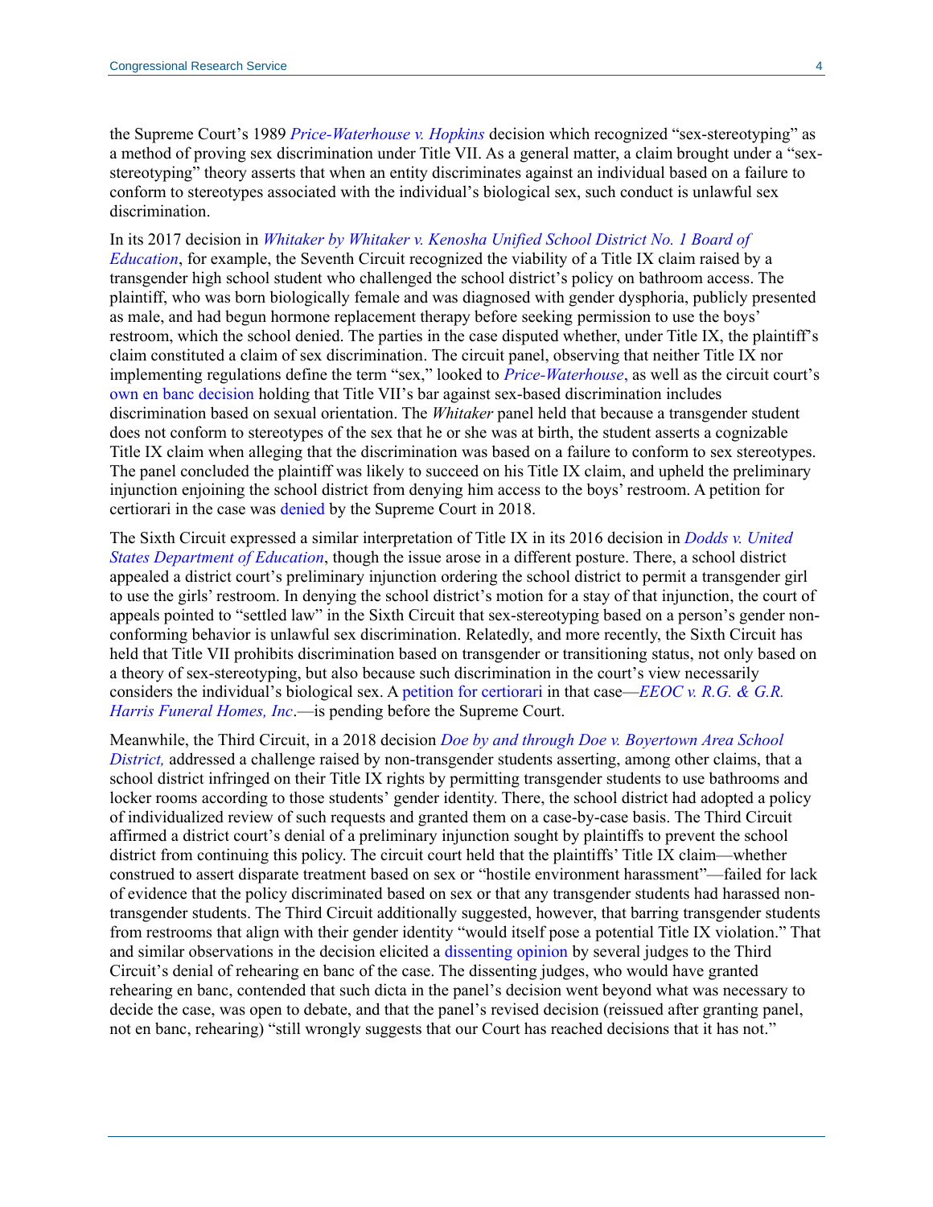the Supreme Court's 1989 *Price-Waterhouse v. Hopkins* decision which recognized "sex-stereotyping" as a method of proving sex discrimination under Title VII. As a general matter, a claim brought under a "sex-stereotyping" theory asserts that when an entity discriminates against an individual based on a failure to conform to stereotypes associated with the individual's biological sex, such conduct is unlawful sex discrimination.

In its 2017 decision in *Whitaker by Whitaker v. Kenosha Unified School District No. 1 Board of Education*, for example, the Seventh Circuit recognized the viability of a Title IX claim raised by a transgender high school student who challenged the school district's policy on bathroom access. The plaintiff, who was born biologically female and was diagnosed with gender dysphoria, publicly presented as male, and had begun hormone replacement therapy before seeking permission to use the boys' restroom, which the school denied. The parties in the case disputed whether, under Title IX, the plaintiff's claim constituted a claim of sex discrimination. The circuit panel, observing that neither Title IX nor implementing regulations define the term "sex," looked to *Price-Waterhouse*, as well as the circuit court's own en banc decision holding that Title VII's bar against sex-based discrimination includes discrimination based on sexual orientation. The *Whitaker* panel held that because a transgender student does not conform to stereotypes of the sex that he or she was at birth, the student asserts a cognizable Title IX claim when alleging that the discrimination was based on a failure to conform to sex stereotypes. The panel concluded the plaintiff was likely to succeed on his Title IX claim, and upheld the preliminary injunction enjoining the school district from denying him access to the boys' restroom. A petition for certiorari in the case was denied by the Supreme Court in 2018.

The Sixth Circuit expressed a similar interpretation of Title IX in its 2016 decision in *Dodds v. United States Department of Education*, though the issue arose in a different posture. There, a school district appealed a district court's preliminary injunction ordering the school district to permit a transgender girl to use the girls' restroom. In denying the school district's motion for a stay of that injunction, the court of appeals pointed to "settled law" in the Sixth Circuit that sex-stereotyping based on a person's gender non-conforming behavior is unlawful sex discrimination. Relatedly, and more recently, the Sixth Circuit has held that Title VII prohibits discrimination based on transgender or transitioning status, not only based on a theory of sex-stereotyping, but also because such discrimination in the court's view necessarily considers the individual's biological sex. A petition for certiorari in that case—*EEOC v. R.G. & G.R. Harris Funeral Homes, Inc*.—is pending before the Supreme Court.

Meanwhile, the Third Circuit, in a 2018 decision *Doe by and through Doe v. Boyertown Area School District,* addressed a challenge raised by non-transgender students asserting, among other claims, that a school district infringed on their Title IX rights by permitting transgender students to use bathrooms and locker rooms according to those students' gender identity. There, the school district had adopted a policy of individualized review of such requests and granted them on a case-by-case basis. The Third Circuit affirmed a district court's denial of a preliminary injunction sought by plaintiffs to prevent the school district from continuing this policy. The circuit court held that the plaintiffs' Title IX claim—whether construed to assert disparate treatment based on sex or "hostile environment harassment"—failed for lack of evidence that the policy discriminated based on sex or that any transgender students had harassed non-transgender students. The Third Circuit additionally suggested, however, that barring transgender students from restrooms that align with their gender identity "would itself pose a potential Title IX violation." That and similar observations in the decision elicited a dissenting opinion by several judges to the Third Circuit's denial of rehearing en banc of the case. The dissenting judges, who would have granted rehearing en banc, contended that such dicta in the panel's decision went beyond what was necessary to decide the case, was open to debate, and that the panel's revised decision (reissued after granting panel, not en banc, rehearing) "still wrongly suggests that our Court has reached decisions that it has not."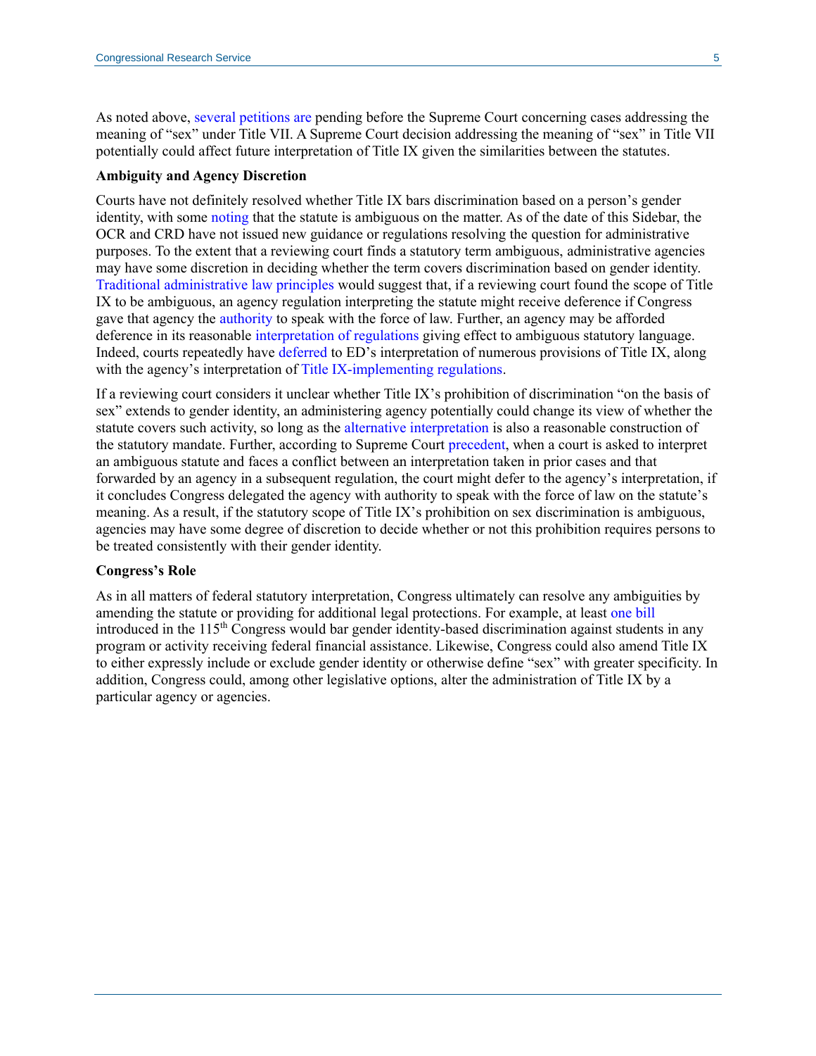As noted above, several petitions are pending before the Supreme Court concerning cases addressing the meaning of "sex" under Title VII. A Supreme Court decision addressing the meaning of "sex" in Title VII potentially could affect future interpretation of Title IX given the similarities between the statutes.

**Ambiguity and Agency Discretion**

Courts have not definitely resolved whether Title IX bars discrimination based on a person's gender identity, with some noting that the statute is ambiguous on the matter. As of the date of this Sidebar, the OCR and CRD have not issued new guidance or regulations resolving the question for administrative purposes. To the extent that a reviewing court finds a statutory term ambiguous, administrative agencies may have some discretion in deciding whether the term covers discrimination based on gender identity. Traditional administrative law principles would suggest that, if a reviewing court found the scope of Title IX to be ambiguous, an agency regulation interpreting the statute might receive deference if Congress gave that agency the authority to speak with the force of law. Further, an agency may be afforded deference in its reasonable interpretation of regulations giving effect to ambiguous statutory language. Indeed, courts repeatedly have deferred to ED's interpretation of numerous provisions of Title IX, along with the agency's interpretation of Title IX-implementing regulations.

If a reviewing court considers it unclear whether Title IX's prohibition of discrimination "on the basis of sex" extends to gender identity, an administering agency potentially could change its view of whether the statute covers such activity, so long as the alternative interpretation is also a reasonable construction of the statutory mandate. Further, according to Supreme Court precedent, when a court is asked to interpret an ambiguous statute and faces a conflict between an interpretation taken in prior cases and that forwarded by an agency in a subsequent regulation, the court might defer to the agency's interpretation, if it concludes Congress delegated the agency with authority to speak with the force of law on the statute's meaning. As a result, if the statutory scope of Title IX's prohibition on sex discrimination is ambiguous, agencies may have some degree of discretion to decide whether or not this prohibition requires persons to be treated consistently with their gender identity.

**Congress's Role**

As in all matters of federal statutory interpretation, Congress ultimately can resolve any ambiguities by amending the statute or providing for additional legal protections. For example, at least one bill introduced in the 115th Congress would bar gender identity-based discrimination against students in any program or activity receiving federal financial assistance. Likewise, Congress could also amend Title IX to either expressly include or exclude gender identity or otherwise define "sex" with greater specificity. In addition, Congress could, among other legislative options, alter the administration of Title IX by a particular agency or agencies.